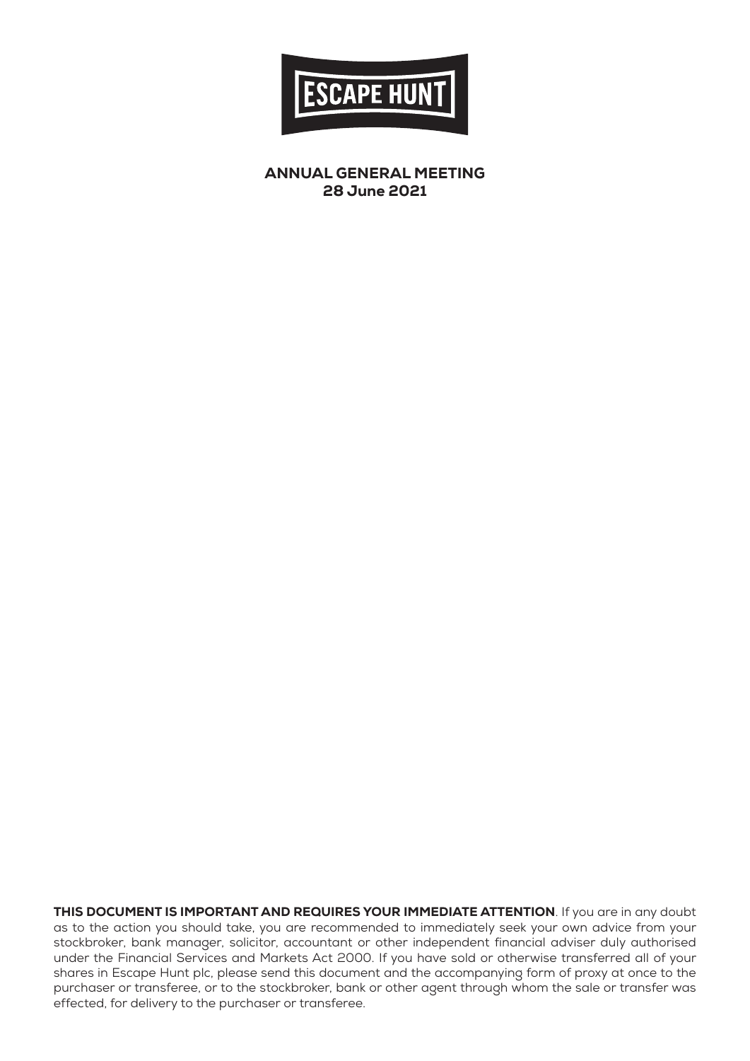# ESCAPE HUNT

## ANNUAL GENERAL MEETING
## 28 June 2021

**THIS DOCUMENT IS IMPORTANT AND REQUIRES YOUR IMMEDIATE ATTENTION**. If you are in any doubt as to the action you should take, you are recommended to immediately seek your own advice from your stockbroker, bank manager, solicitor, accountant or other independent financial adviser duly authorised under the Financial Services and Markets Act 2000. If you have sold or otherwise transferred all of your shares in Escape Hunt plc, please send this document and the accompanying form of proxy at once to the purchaser or transferee, or to the stockbroker, bank or other agent through whom the sale or transfer was effected, for delivery to the purchaser or transferee.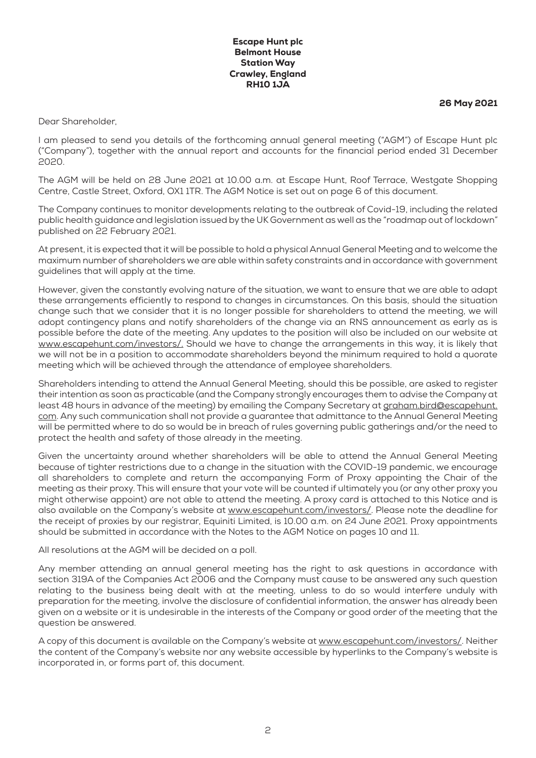**Escape Hunt plc**
**Belmont House**
**Station Way**
**Crawley, England**
**RH10 1JA**

**26 May 2021**

Dear Shareholder,

I am pleased to send you details of the forthcoming annual general meeting ("AGM") of Escape Hunt plc ("Company"), together with the annual report and accounts for the financial period ended 31 December 2020.

The AGM will be held on 28 June 2021 at 10.00 a.m. at Escape Hunt, Roof Terrace, Westgate Shopping Centre, Castle Street, Oxford, OX1 1TR. The AGM Notice is set out on page 6 of this document.

The Company continues to monitor developments relating to the outbreak of Covid-19, including the related public health guidance and legislation issued by the UK Government as well as the "roadmap out of lockdown" published on 22 February 2021.

At present, it is expected that it will be possible to hold a physical Annual General Meeting and to welcome the maximum number of shareholders we are able within safety constraints and in accordance with government guidelines that will apply at the time.

However, given the constantly evolving nature of the situation, we want to ensure that we are able to adapt these arrangements efficiently to respond to changes in circumstances. On this basis, should the situation change such that we consider that it is no longer possible for shareholders to attend the meeting, we will adopt contingency plans and notify shareholders of the change via an RNS announcement as early as is possible before the date of the meeting. Any updates to the position will also be included on our website at www.escapehunt.com/investors/. Should we have to change the arrangements in this way, it is likely that we will not be in a position to accommodate shareholders beyond the minimum required to hold a quorate meeting which will be achieved through the attendance of employee shareholders.

Shareholders intending to attend the Annual General Meeting, should this be possible, are asked to register their intention as soon as practicable (and the Company strongly encourages them to advise the Company at least 48 hours in advance of the meeting) by emailing the Company Secretary at graham.bird@escapehunt.com. Any such communication shall not provide a guarantee that admittance to the Annual General Meeting will be permitted where to do so would be in breach of rules governing public gatherings and/or the need to protect the health and safety of those already in the meeting.

Given the uncertainty around whether shareholders will be able to attend the Annual General Meeting because of tighter restrictions due to a change in the situation with the COVID-19 pandemic, we encourage all shareholders to complete and return the accompanying Form of Proxy appointing the Chair of the meeting as their proxy. This will ensure that your vote will be counted if ultimately you (or any other proxy you might otherwise appoint) are not able to attend the meeting. A proxy card is attached to this Notice and is also available on the Company's website at www.escapehunt.com/investors/. Please note the deadline for the receipt of proxies by our registrar, Equiniti Limited, is 10.00 a.m. on 24 June 2021. Proxy appointments should be submitted in accordance with the Notes to the AGM Notice on pages 10 and 11.

All resolutions at the AGM will be decided on a poll.

Any member attending an annual general meeting has the right to ask questions in accordance with section 319A of the Companies Act 2006 and the Company must cause to be answered any such question relating to the business being dealt with at the meeting, unless to do so would interfere unduly with preparation for the meeting, involve the disclosure of confidential information, the answer has already been given on a website or it is undesirable in the interests of the Company or good order of the meeting that the question be answered.

A copy of this document is available on the Company's website at www.escapehunt.com/investors/. Neither the content of the Company's website nor any website accessible by hyperlinks to the Company's website is incorporated in, or forms part of, this document.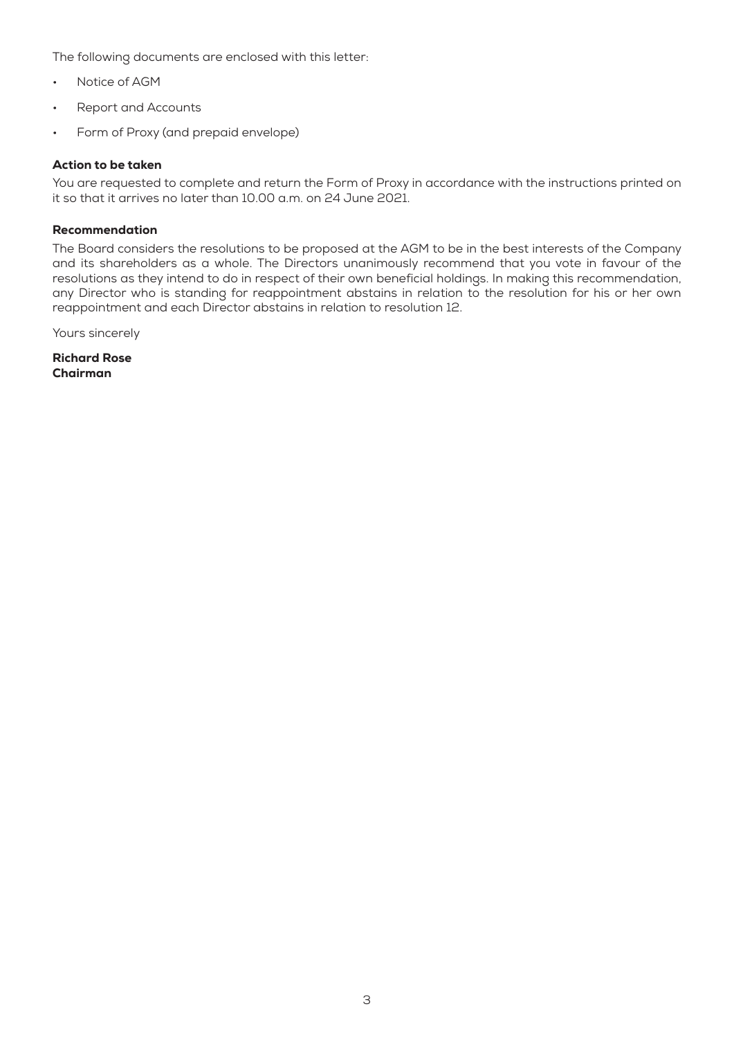The following documents are enclosed with this letter:

- Notice of AGM
- Report and Accounts
- Form of Proxy (and prepaid envelope)

### Action to be taken

You are requested to complete and return the Form of Proxy in accordance with the instructions printed on it so that it arrives no later than 10.00 a.m. on 24 June 2021.

### Recommendation

The Board considers the resolutions to be proposed at the AGM to be in the best interests of the Company and its shareholders as a whole. The Directors unanimously recommend that you vote in favour of the resolutions as they intend to do in respect of their own beneficial holdings. In making this recommendation, any Director who is standing for reappointment abstains in relation to the resolution for his or her own reappointment and each Director abstains in relation to resolution 12.

Yours sincerely

**Richard Rose**
**Chairman**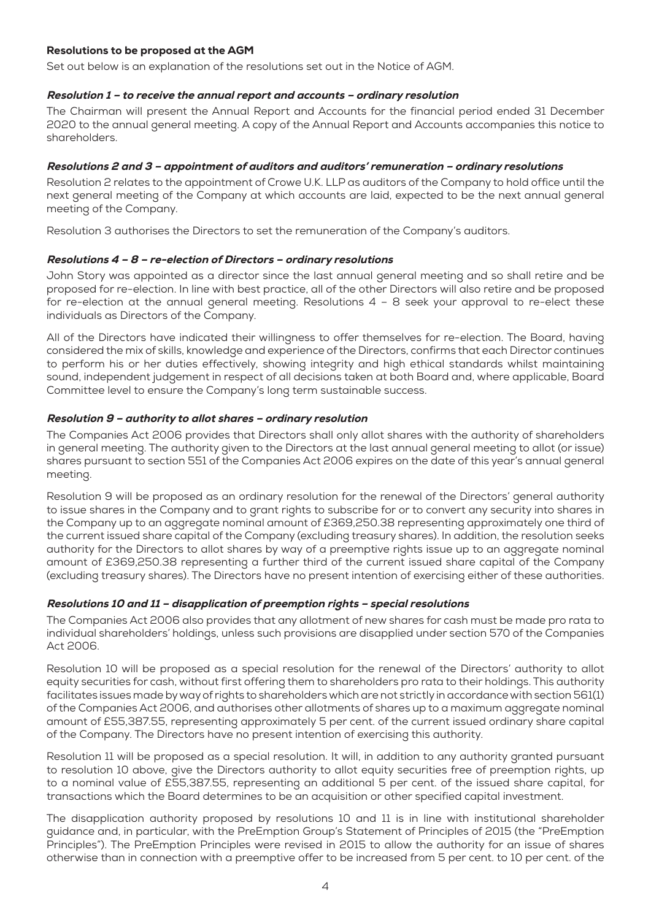## Resolutions to be proposed at the AGM

Set out below is an explanation of the resolutions set out in the Notice of AGM.

### *Resolution 1 – to receive the annual report and accounts – ordinary resolution*

The Chairman will present the Annual Report and Accounts for the financial period ended 31 December 2020 to the annual general meeting. A copy of the Annual Report and Accounts accompanies this notice to shareholders.

### *Resolutions 2 and 3 – appointment of auditors and auditors' remuneration – ordinary resolutions*

Resolution 2 relates to the appointment of Crowe U.K. LLP as auditors of the Company to hold office until the next general meeting of the Company at which accounts are laid, expected to be the next annual general meeting of the Company.

Resolution 3 authorises the Directors to set the remuneration of the Company's auditors.

### *Resolutions 4 – 8 – re-election of Directors – ordinary resolutions*

John Story was appointed as a director since the last annual general meeting and so shall retire and be proposed for re-election. In line with best practice, all of the other Directors will also retire and be proposed for re-election at the annual general meeting. Resolutions 4 – 8 seek your approval to re-elect these individuals as Directors of the Company.

All of the Directors have indicated their willingness to offer themselves for re-election. The Board, having considered the mix of skills, knowledge and experience of the Directors, confirms that each Director continues to perform his or her duties effectively, showing integrity and high ethical standards whilst maintaining sound, independent judgement in respect of all decisions taken at both Board and, where applicable, Board Committee level to ensure the Company's long term sustainable success.

### *Resolution 9 – authority to allot shares – ordinary resolution*

The Companies Act 2006 provides that Directors shall only allot shares with the authority of shareholders in general meeting. The authority given to the Directors at the last annual general meeting to allot (or issue) shares pursuant to section 551 of the Companies Act 2006 expires on the date of this year's annual general meeting.

Resolution 9 will be proposed as an ordinary resolution for the renewal of the Directors' general authority to issue shares in the Company and to grant rights to subscribe for or to convert any security into shares in the Company up to an aggregate nominal amount of £369,250.38 representing approximately one third of the current issued share capital of the Company (excluding treasury shares). In addition, the resolution seeks authority for the Directors to allot shares by way of a preemptive rights issue up to an aggregate nominal amount of £369,250.38 representing a further third of the current issued share capital of the Company (excluding treasury shares). The Directors have no present intention of exercising either of these authorities.

### *Resolutions 10 and 11 – disapplication of preemption rights – special resolutions*

The Companies Act 2006 also provides that any allotment of new shares for cash must be made pro rata to individual shareholders' holdings, unless such provisions are disapplied under section 570 of the Companies Act 2006.

Resolution 10 will be proposed as a special resolution for the renewal of the Directors' authority to allot equity securities for cash, without first offering them to shareholders pro rata to their holdings. This authority facilitates issues made by way of rights to shareholders which are not strictly in accordance with section 561(1) of the Companies Act 2006, and authorises other allotments of shares up to a maximum aggregate nominal amount of £55,387.55, representing approximately 5 per cent. of the current issued ordinary share capital of the Company. The Directors have no present intention of exercising this authority.

Resolution 11 will be proposed as a special resolution. It will, in addition to any authority granted pursuant to resolution 10 above, give the Directors authority to allot equity securities free of preemption rights, up to a nominal value of £55,387.55, representing an additional 5 per cent. of the issued share capital, for transactions which the Board determines to be an acquisition or other specified capital investment.

The disapplication authority proposed by resolutions 10 and 11 is in line with institutional shareholder guidance and, in particular, with the PreEmption Group's Statement of Principles of 2015 (the "PreEmption Principles"). The PreEmption Principles were revised in 2015 to allow the authority for an issue of shares otherwise than in connection with a preemptive offer to be increased from 5 per cent. to 10 per cent. of the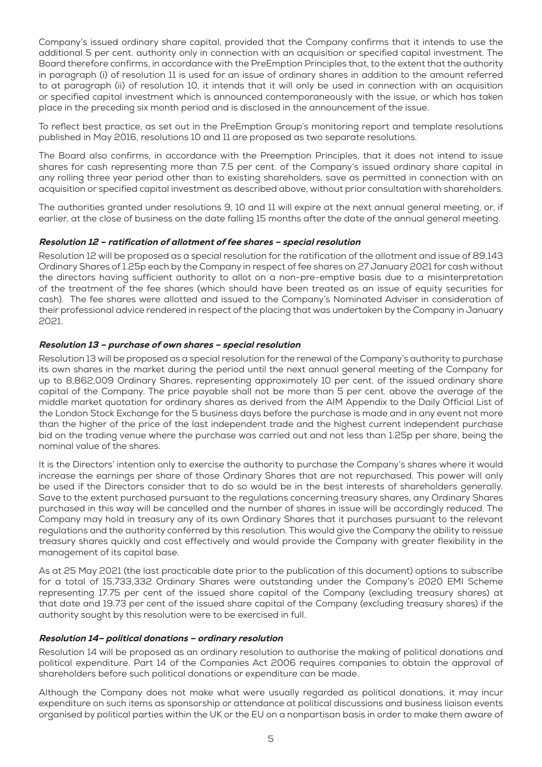Company's issued ordinary share capital, provided that the Company confirms that it intends to use the additional 5 per cent. authority only in connection with an acquisition or specified capital investment. The Board therefore confirms, in accordance with the PreEmption Principles that, to the extent that the authority in paragraph (i) of resolution 11 is used for an issue of ordinary shares in addition to the amount referred to at paragraph (ii) of resolution 10, it intends that it will only be used in connection with an acquisition or specified capital investment which is announced contemporaneously with the issue, or which has taken place in the preceding six month period and is disclosed in the announcement of the issue.

To reflect best practice, as set out in the PreEmption Group's monitoring report and template resolutions published in May 2016, resolutions 10 and 11 are proposed as two separate resolutions.

The Board also confirms, in accordance with the Preemption Principles, that it does not intend to issue shares for cash representing more than 7.5 per cent. of the Company's issued ordinary share capital in any rolling three year period other than to existing shareholders, save as permitted in connection with an acquisition or specified capital investment as described above, without prior consultation with shareholders.

The authorities granted under resolutions 9, 10 and 11 will expire at the next annual general meeting, or, if earlier, at the close of business on the date falling 15 months after the date of the annual general meeting.

***Resolution 12 – ratification of allotment of fee shares – special resolution***

Resolution 12 will be proposed as a special resolution for the ratification of the allotment and issue of 89,143 Ordinary Shares of 1.25p each by the Company in respect of fee shares on 27 January 2021 for cash without the directors having sufficient authority to allot on a non-pre-emptive basis due to a misinterpretation of the treatment of the fee shares (which should have been treated as an issue of equity securities for cash). The fee shares were allotted and issued to the Company's Nominated Adviser in consideration of their professional advice rendered in respect of the placing that was undertaken by the Company in January 2021.

***Resolution 13 – purchase of own shares – special resolution***

Resolution 13 will be proposed as a special resolution for the renewal of the Company's authority to purchase its own shares in the market during the period until the next annual general meeting of the Company for up to 8,862,009 Ordinary Shares, representing approximately 10 per cent. of the issued ordinary share capital of the Company. The price payable shall not be more than 5 per cent. above the average of the middle market quotation for ordinary shares as derived from the AIM Appendix to the Daily Official List of the London Stock Exchange for the 5 business days before the purchase is made and in any event not more than the higher of the price of the last independent trade and the highest current independent purchase bid on the trading venue where the purchase was carried out and not less than 1.25p per share, being the nominal value of the shares.

It is the Directors' intention only to exercise the authority to purchase the Company's shares where it would increase the earnings per share of those Ordinary Shares that are not repurchased. This power will only be used if the Directors consider that to do so would be in the best interests of shareholders generally. Save to the extent purchased pursuant to the regulations concerning treasury shares, any Ordinary Shares purchased in this way will be cancelled and the number of shares in issue will be accordingly reduced. The Company may hold in treasury any of its own Ordinary Shares that it purchases pursuant to the relevant regulations and the authority conferred by this resolution. This would give the Company the ability to reissue treasury shares quickly and cost effectively and would provide the Company with greater flexibility in the management of its capital base.

As at 25 May 2021 (the last practicable date prior to the publication of this document) options to subscribe for a total of 15,733,332 Ordinary Shares were outstanding under the Company's 2020 EMI Scheme representing 17.75 per cent of the issued share capital of the Company (excluding treasury shares) at that date and 19.73 per cent of the issued share capital of the Company (excluding treasury shares) if the authority sought by this resolution were to be exercised in full.

***Resolution 14– political donations – ordinary resolution***

Resolution 14 will be proposed as an ordinary resolution to authorise the making of political donations and political expenditure. Part 14 of the Companies Act 2006 requires companies to obtain the approval of shareholders before such political donations or expenditure can be made.

Although the Company does not make what were usually regarded as political donations, it may incur expenditure on such items as sponsorship or attendance at political discussions and business liaison events organised by political parties within the UK or the EU on a nonpartisan basis in order to make them aware of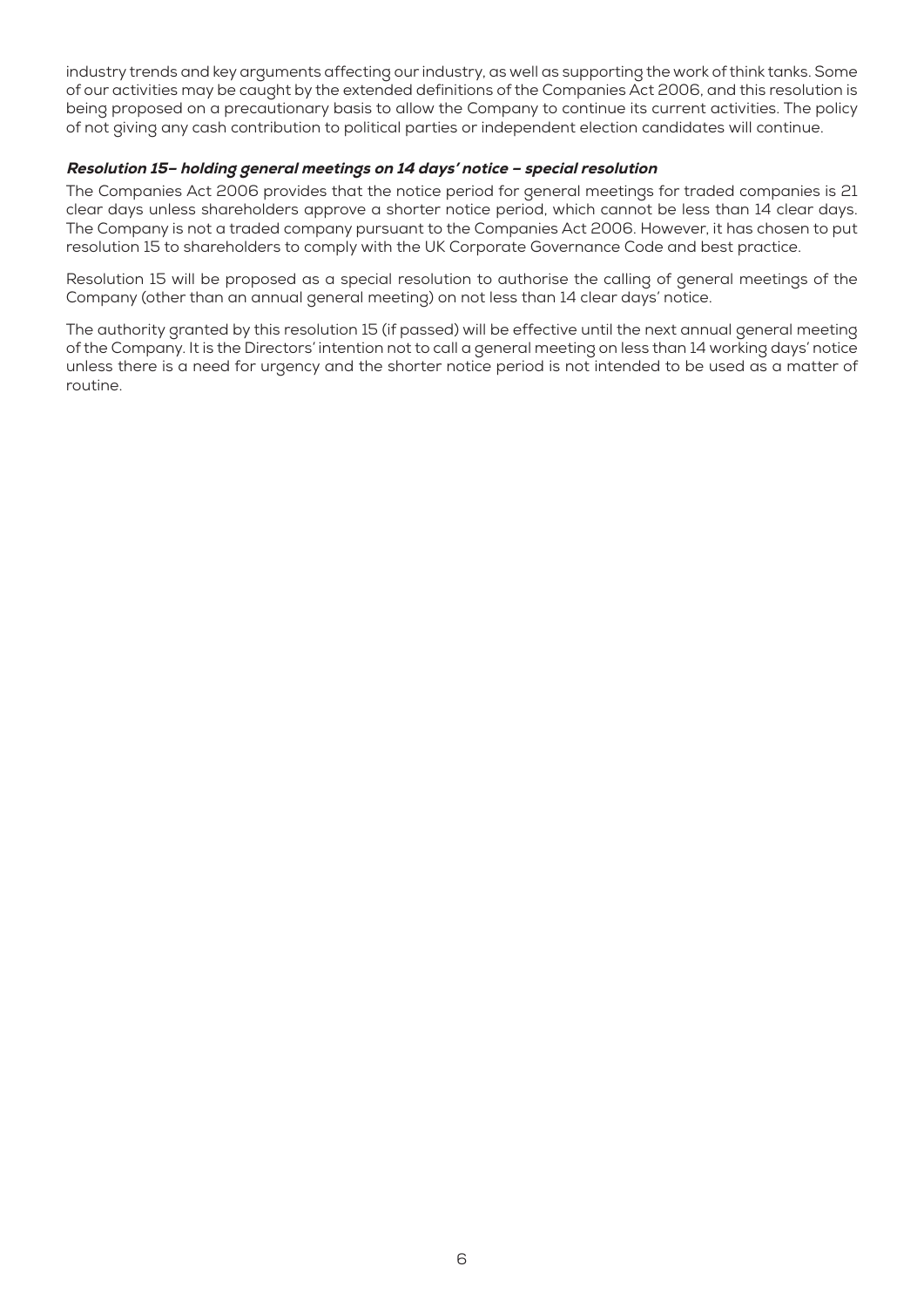industry trends and key arguments affecting our industry, as well as supporting the work of think tanks. Some of our activities may be caught by the extended definitions of the Companies Act 2006, and this resolution is being proposed on a precautionary basis to allow the Company to continue its current activities. The policy of not giving any cash contribution to political parties or independent election candidates will continue.

#### *Resolution 15– holding general meetings on 14 days' notice – special resolution*

The Companies Act 2006 provides that the notice period for general meetings for traded companies is 21 clear days unless shareholders approve a shorter notice period, which cannot be less than 14 clear days. The Company is not a traded company pursuant to the Companies Act 2006. However, it has chosen to put resolution 15 to shareholders to comply with the UK Corporate Governance Code and best practice.

Resolution 15 will be proposed as a special resolution to authorise the calling of general meetings of the Company (other than an annual general meeting) on not less than 14 clear days' notice.

The authority granted by this resolution 15 (if passed) will be effective until the next annual general meeting of the Company. It is the Directors' intention not to call a general meeting on less than 14 working days' notice unless there is a need for urgency and the shorter notice period is not intended to be used as a matter of routine.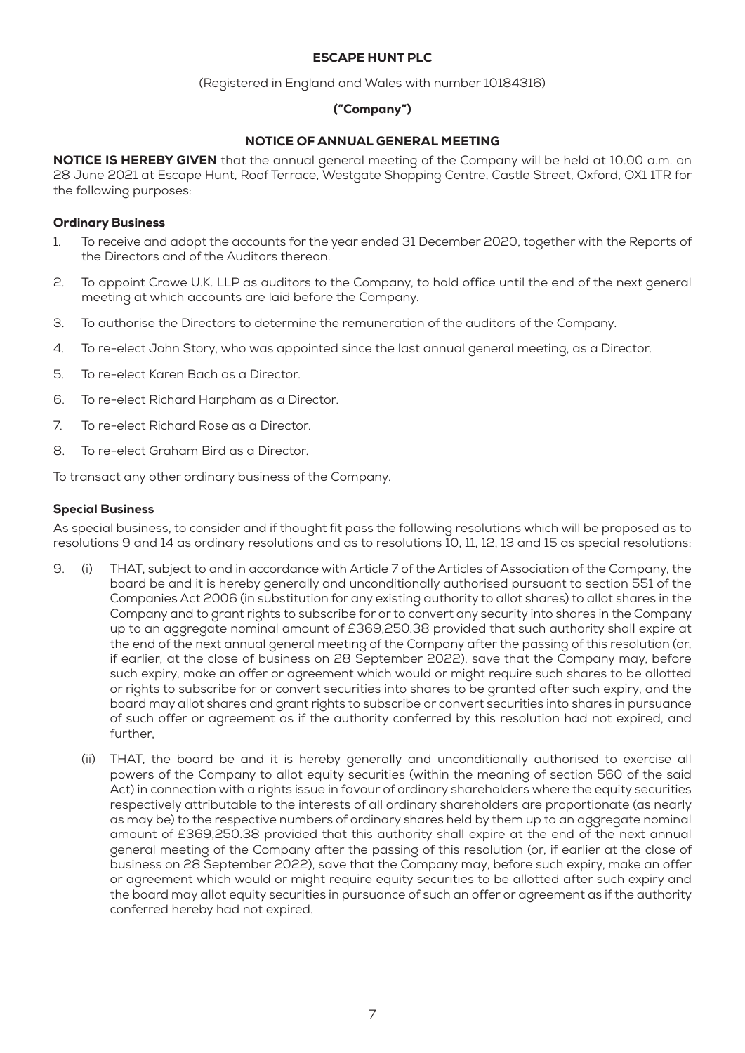# ESCAPE HUNT PLC

(Registered in England and Wales with number 10184316)

**("Company")**

## NOTICE OF ANNUAL GENERAL MEETING

**NOTICE IS HEREBY GIVEN** that the annual general meeting of the Company will be held at 10.00 a.m. on 28 June 2021 at Escape Hunt, Roof Terrace, Westgate Shopping Centre, Castle Street, Oxford, OX1 1TR for the following purposes:

### Ordinary Business

1. To receive and adopt the accounts for the year ended 31 December 2020, together with the Reports of the Directors and of the Auditors thereon.
2. To appoint Crowe U.K. LLP as auditors to the Company, to hold office until the end of the next general meeting at which accounts are laid before the Company.
3. To authorise the Directors to determine the remuneration of the auditors of the Company.
4. To re-elect John Story, who was appointed since the last annual general meeting, as a Director.
5. To re-elect Karen Bach as a Director.
6. To re-elect Richard Harpham as a Director.
7. To re-elect Richard Rose as a Director.
8. To re-elect Graham Bird as a Director.

To transact any other ordinary business of the Company.

### Special Business

As special business, to consider and if thought fit pass the following resolutions which will be proposed as to resolutions 9 and 14 as ordinary resolutions and as to resolutions 10, 11, 12, 13 and 15 as special resolutions:

9. (i) THAT, subject to and in accordance with Article 7 of the Articles of Association of the Company, the board be and it is hereby generally and unconditionally authorised pursuant to section 551 of the Companies Act 2006 (in substitution for any existing authority to allot shares) to allot shares in the Company and to grant rights to subscribe for or to convert any security into shares in the Company up to an aggregate nominal amount of £369,250.38 provided that such authority shall expire at the end of the next annual general meeting of the Company after the passing of this resolution (or, if earlier, at the close of business on 28 September 2022), save that the Company may, before such expiry, make an offer or agreement which would or might require such shares to be allotted or rights to subscribe for or convert securities into shares to be granted after such expiry, and the board may allot shares and grant rights to subscribe or convert securities into shares in pursuance of such offer or agreement as if the authority conferred by this resolution had not expired, and further,

   (ii) THAT, the board be and it is hereby generally and unconditionally authorised to exercise all powers of the Company to allot equity securities (within the meaning of section 560 of the said Act) in connection with a rights issue in favour of ordinary shareholders where the equity securities respectively attributable to the interests of all ordinary shareholders are proportionate (as nearly as may be) to the respective numbers of ordinary shares held by them up to an aggregate nominal amount of £369,250.38 provided that this authority shall expire at the end of the next annual general meeting of the Company after the passing of this resolution (or, if earlier at the close of business on 28 September 2022), save that the Company may, before such expiry, make an offer or agreement which would or might require equity securities to be allotted after such expiry and the board may allot equity securities in pursuance of such an offer or agreement as if the authority conferred hereby had not expired.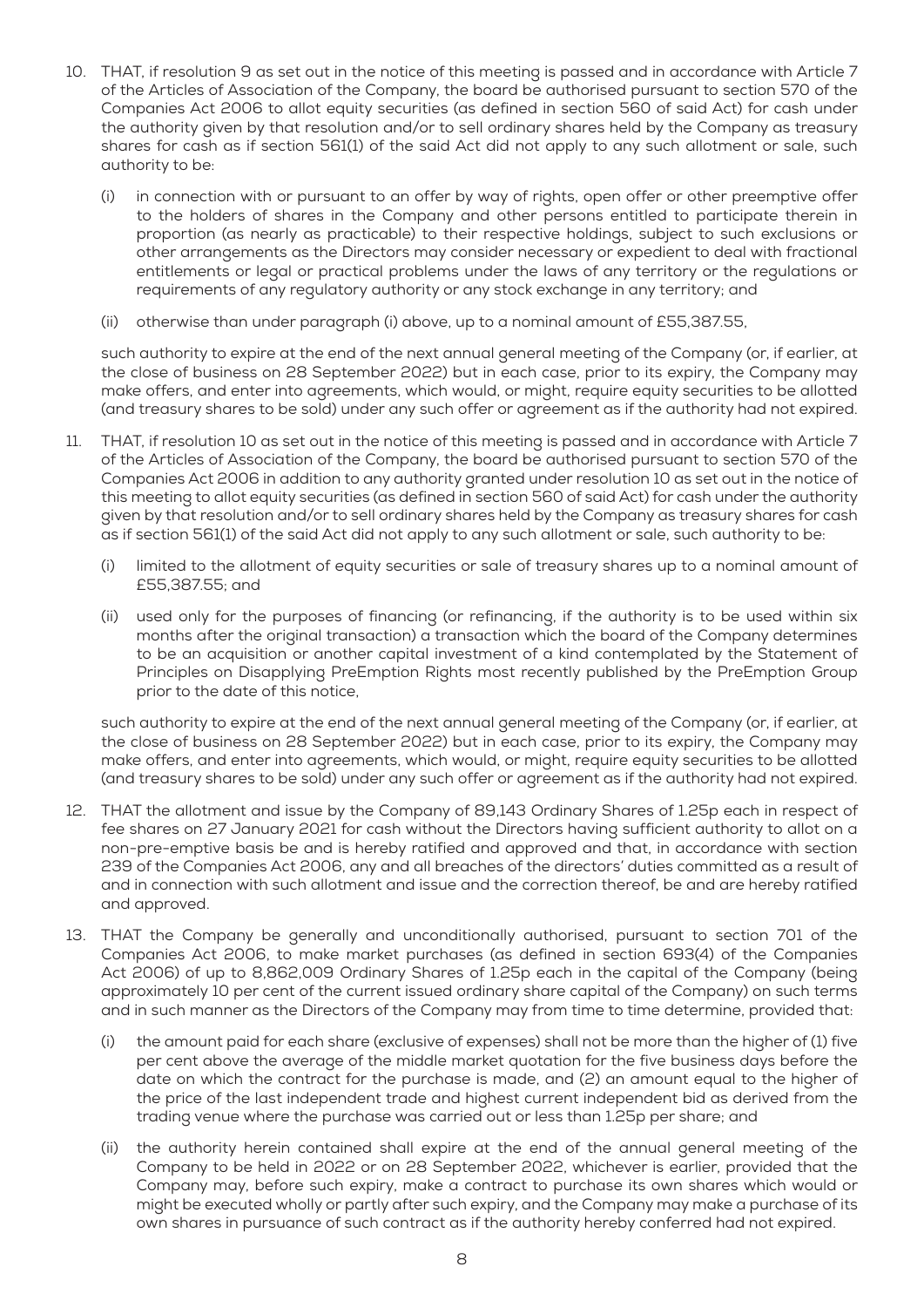10. THAT, if resolution 9 as set out in the notice of this meeting is passed and in accordance with Article 7 of the Articles of Association of the Company, the board be authorised pursuant to section 570 of the Companies Act 2006 to allot equity securities (as defined in section 560 of said Act) for cash under the authority given by that resolution and/or to sell ordinary shares held by the Company as treasury shares for cash as if section 561(1) of the said Act did not apply to any such allotment or sale, such authority to be:

    (i) in connection with or pursuant to an offer by way of rights, open offer or other preemptive offer to the holders of shares in the Company and other persons entitled to participate therein in proportion (as nearly as practicable) to their respective holdings, subject to such exclusions or other arrangements as the Directors may consider necessary or expedient to deal with fractional entitlements or legal or practical problems under the laws of any territory or the regulations or requirements of any regulatory authority or any stock exchange in any territory; and

    (ii) otherwise than under paragraph (i) above, up to a nominal amount of £55,387.55,

    such authority to expire at the end of the next annual general meeting of the Company (or, if earlier, at the close of business on 28 September 2022) but in each case, prior to its expiry, the Company may make offers, and enter into agreements, which would, or might, require equity securities to be allotted (and treasury shares to be sold) under any such offer or agreement as if the authority had not expired.

11. THAT, if resolution 10 as set out in the notice of this meeting is passed and in accordance with Article 7 of the Articles of Association of the Company, the board be authorised pursuant to section 570 of the Companies Act 2006 in addition to any authority granted under resolution 10 as set out in the notice of this meeting to allot equity securities (as defined in section 560 of said Act) for cash under the authority given by that resolution and/or to sell ordinary shares held by the Company as treasury shares for cash as if section 561(1) of the said Act did not apply to any such allotment or sale, such authority to be:

    (i) limited to the allotment of equity securities or sale of treasury shares up to a nominal amount of £55,387.55; and

    (ii) used only for the purposes of financing (or refinancing, if the authority is to be used within six months after the original transaction) a transaction which the board of the Company determines to be an acquisition or another capital investment of a kind contemplated by the Statement of Principles on Disapplying PreEmption Rights most recently published by the PreEmption Group prior to the date of this notice,

    such authority to expire at the end of the next annual general meeting of the Company (or, if earlier, at the close of business on 28 September 2022) but in each case, prior to its expiry, the Company may make offers, and enter into agreements, which would, or might, require equity securities to be allotted (and treasury shares to be sold) under any such offer or agreement as if the authority had not expired.

12. THAT the allotment and issue by the Company of 89,143 Ordinary Shares of 1.25p each in respect of fee shares on 27 January 2021 for cash without the Directors having sufficient authority to allot on a non-pre-emptive basis be and is hereby ratified and approved and that, in accordance with section 239 of the Companies Act 2006, any and all breaches of the directors' duties committed as a result of and in connection with such allotment and issue and the correction thereof, be and are hereby ratified and approved.

13. THAT the Company be generally and unconditionally authorised, pursuant to section 701 of the Companies Act 2006, to make market purchases (as defined in section 693(4) of the Companies Act 2006) of up to 8,862,009 Ordinary Shares of 1.25p each in the capital of the Company (being approximately 10 per cent of the current issued ordinary share capital of the Company) on such terms and in such manner as the Directors of the Company may from time to time determine, provided that:

    (i) the amount paid for each share (exclusive of expenses) shall not be more than the higher of (1) five per cent above the average of the middle market quotation for the five business days before the date on which the contract for the purchase is made, and (2) an amount equal to the higher of the price of the last independent trade and highest current independent bid as derived from the trading venue where the purchase was carried out or less than 1.25p per share; and

    (ii) the authority herein contained shall expire at the end of the annual general meeting of the Company to be held in 2022 or on 28 September 2022, whichever is earlier, provided that the Company may, before such expiry, make a contract to purchase its own shares which would or might be executed wholly or partly after such expiry, and the Company may make a purchase of its own shares in pursuance of such contract as if the authority hereby conferred had not expired.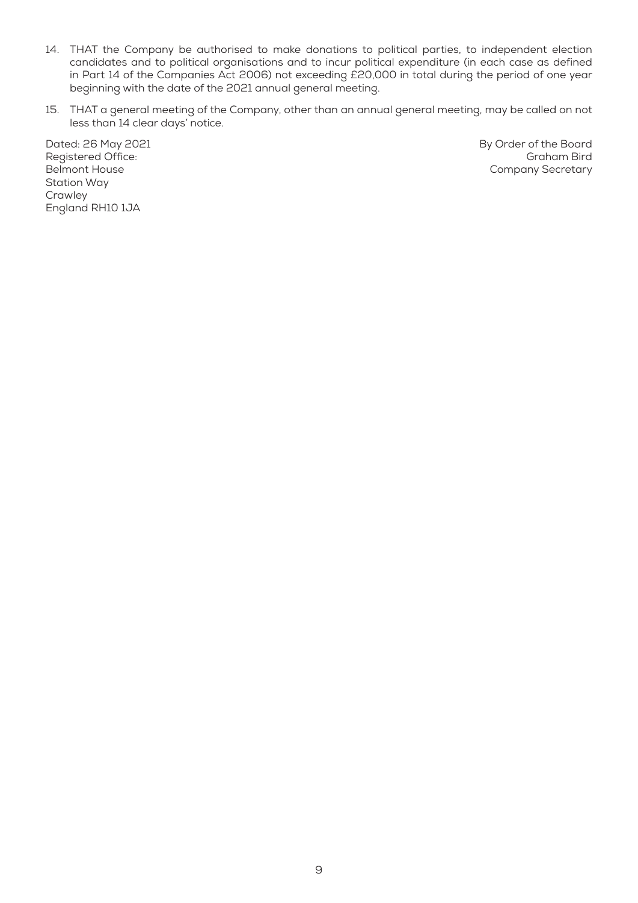14. THAT the Company be authorised to make donations to political parties, to independent election candidates and to political organisations and to incur political expenditure (in each case as defined in Part 14 of the Companies Act 2006) not exceeding £20,000 in total during the period of one year beginning with the date of the 2021 annual general meeting.

15. THAT a general meeting of the Company, other than an annual general meeting, may be called on not less than 14 clear days' notice.

Dated: 26 May 2021
Registered Office:
Belmont House
Station Way
Crawley
England RH10 1JA

By Order of the Board
Graham Bird
Company Secretary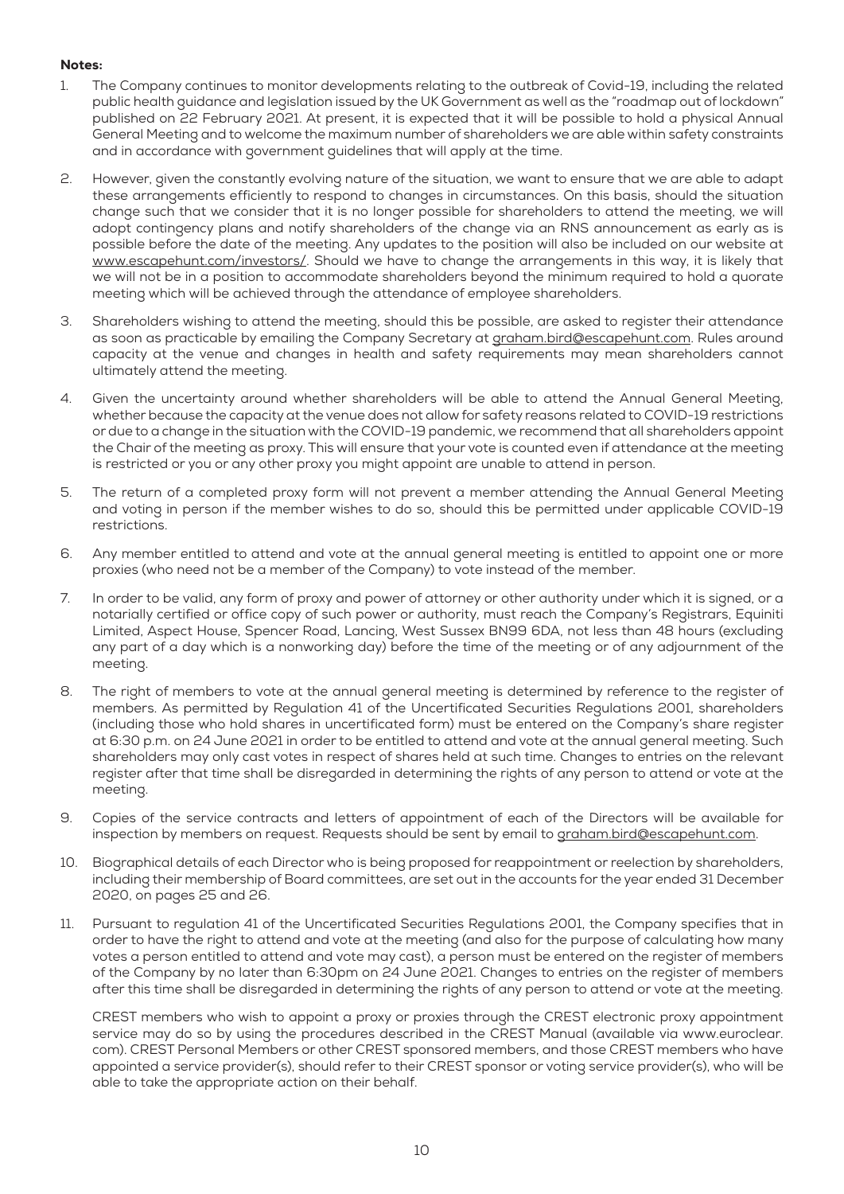**Notes:**

1. The Company continues to monitor developments relating to the outbreak of Covid-19, including the related public health guidance and legislation issued by the UK Government as well as the "roadmap out of lockdown" published on 22 February 2021. At present, it is expected that it will be possible to hold a physical Annual General Meeting and to welcome the maximum number of shareholders we are able within safety constraints and in accordance with government guidelines that will apply at the time.

2. However, given the constantly evolving nature of the situation, we want to ensure that we are able to adapt these arrangements efficiently to respond to changes in circumstances. On this basis, should the situation change such that we consider that it is no longer possible for shareholders to attend the meeting, we will adopt contingency plans and notify shareholders of the change via an RNS announcement as early as is possible before the date of the meeting. Any updates to the position will also be included on our website at www.escapehunt.com/investors/. Should we have to change the arrangements in this way, it is likely that we will not be in a position to accommodate shareholders beyond the minimum required to hold a quorate meeting which will be achieved through the attendance of employee shareholders.

3. Shareholders wishing to attend the meeting, should this be possible, are asked to register their attendance as soon as practicable by emailing the Company Secretary at graham.bird@escapehunt.com. Rules around capacity at the venue and changes in health and safety requirements may mean shareholders cannot ultimately attend the meeting.

4. Given the uncertainty around whether shareholders will be able to attend the Annual General Meeting, whether because the capacity at the venue does not allow for safety reasons related to COVID-19 restrictions or due to a change in the situation with the COVID-19 pandemic, we recommend that all shareholders appoint the Chair of the meeting as proxy. This will ensure that your vote is counted even if attendance at the meeting is restricted or you or any other proxy you might appoint are unable to attend in person.

5. The return of a completed proxy form will not prevent a member attending the Annual General Meeting and voting in person if the member wishes to do so, should this be permitted under applicable COVID-19 restrictions.

6. Any member entitled to attend and vote at the annual general meeting is entitled to appoint one or more proxies (who need not be a member of the Company) to vote instead of the member.

7. In order to be valid, any form of proxy and power of attorney or other authority under which it is signed, or a notarially certified or office copy of such power or authority, must reach the Company's Registrars, Equiniti Limited, Aspect House, Spencer Road, Lancing, West Sussex BN99 6DA, not less than 48 hours (excluding any part of a day which is a nonworking day) before the time of the meeting or of any adjournment of the meeting.

8. The right of members to vote at the annual general meeting is determined by reference to the register of members. As permitted by Regulation 41 of the Uncertificated Securities Regulations 2001, shareholders (including those who hold shares in uncertificated form) must be entered on the Company's share register at 6:30 p.m. on 24 June 2021 in order to be entitled to attend and vote at the annual general meeting. Such shareholders may only cast votes in respect of shares held at such time. Changes to entries on the relevant register after that time shall be disregarded in determining the rights of any person to attend or vote at the meeting.

9. Copies of the service contracts and letters of appointment of each of the Directors will be available for inspection by members on request. Requests should be sent by email to graham.bird@escapehunt.com.

10. Biographical details of each Director who is being proposed for reappointment or reelection by shareholders, including their membership of Board committees, are set out in the accounts for the year ended 31 December 2020, on pages 25 and 26.

11. Pursuant to regulation 41 of the Uncertificated Securities Regulations 2001, the Company specifies that in order to have the right to attend and vote at the meeting (and also for the purpose of calculating how many votes a person entitled to attend and vote may cast), a person must be entered on the register of members of the Company by no later than 6:30pm on 24 June 2021. Changes to entries on the register of members after this time shall be disregarded in determining the rights of any person to attend or vote at the meeting.

    CREST members who wish to appoint a proxy or proxies through the CREST electronic proxy appointment service may do so by using the procedures described in the CREST Manual (available via www.euroclear.com). CREST Personal Members or other CREST sponsored members, and those CREST members who have appointed a service provider(s), should refer to their CREST sponsor or voting service provider(s), who will be able to take the appropriate action on their behalf.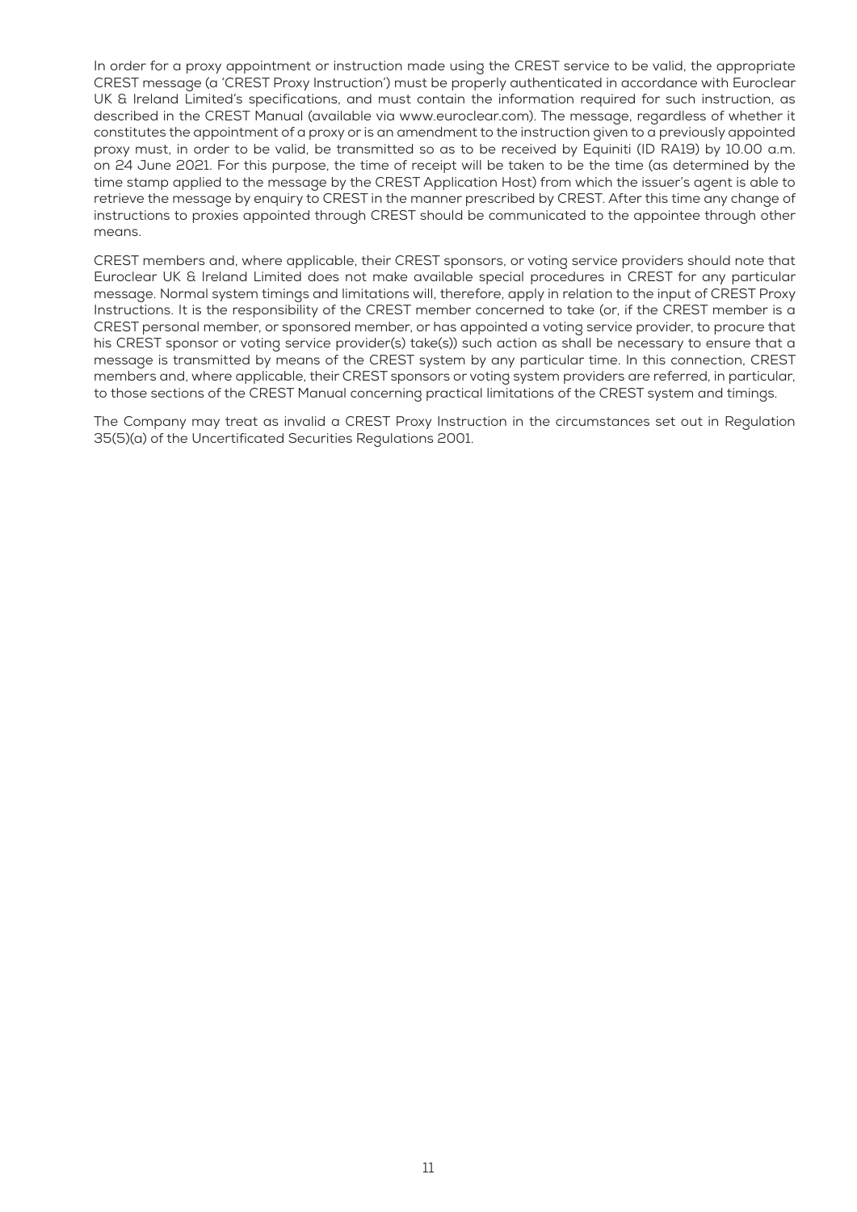In order for a proxy appointment or instruction made using the CREST service to be valid, the appropriate CREST message (a 'CREST Proxy Instruction') must be properly authenticated in accordance with Euroclear UK & Ireland Limited's specifications, and must contain the information required for such instruction, as described in the CREST Manual (available via www.euroclear.com). The message, regardless of whether it constitutes the appointment of a proxy or is an amendment to the instruction given to a previously appointed proxy must, in order to be valid, be transmitted so as to be received by Equiniti (ID RA19) by 10.00 a.m. on 24 June 2021. For this purpose, the time of receipt will be taken to be the time (as determined by the time stamp applied to the message by the CREST Application Host) from which the issuer's agent is able to retrieve the message by enquiry to CREST in the manner prescribed by CREST. After this time any change of instructions to proxies appointed through CREST should be communicated to the appointee through other means.

CREST members and, where applicable, their CREST sponsors, or voting service providers should note that Euroclear UK & Ireland Limited does not make available special procedures in CREST for any particular message. Normal system timings and limitations will, therefore, apply in relation to the input of CREST Proxy Instructions. It is the responsibility of the CREST member concerned to take (or, if the CREST member is a CREST personal member, or sponsored member, or has appointed a voting service provider, to procure that his CREST sponsor or voting service provider(s) take(s)) such action as shall be necessary to ensure that a message is transmitted by means of the CREST system by any particular time. In this connection, CREST members and, where applicable, their CREST sponsors or voting system providers are referred, in particular, to those sections of the CREST Manual concerning practical limitations of the CREST system and timings.

The Company may treat as invalid a CREST Proxy Instruction in the circumstances set out in Regulation 35(5)(a) of the Uncertificated Securities Regulations 2001.